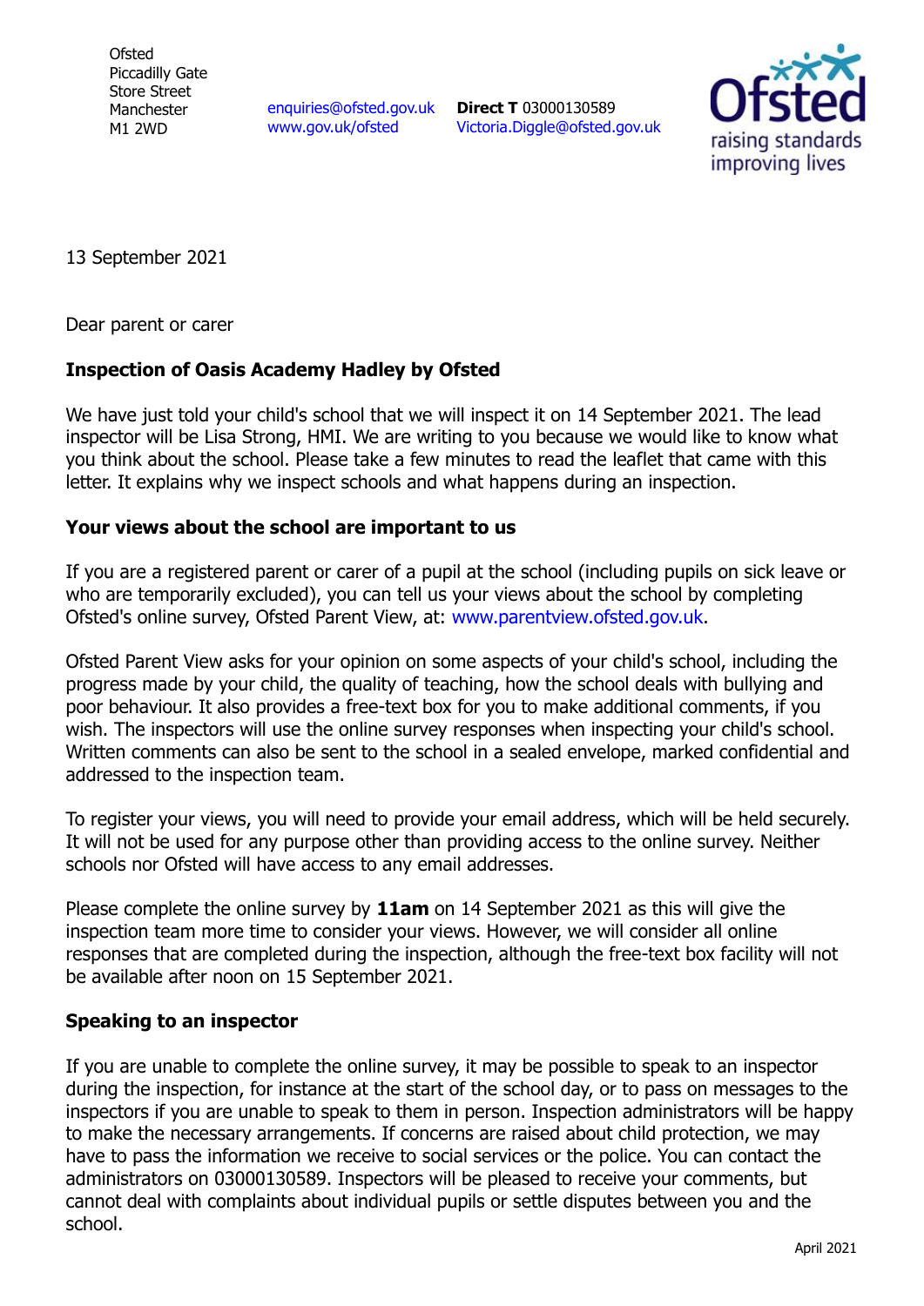Ofsted
Piccadilly Gate
Store Street
Manchester
M1 2WD

enquiries@ofsted.gov.uk
www.gov.uk/ofsted

**Direct T** 03000130589
Victoria.Diggle@ofsted.gov.uk

13 September 2021

Dear parent or carer

**Inspection of Oasis Academy Hadley by Ofsted**

We have just told your child's school that we will inspect it on 14 September 2021. The lead inspector will be Lisa Strong, HMI. We are writing to you because we would like to know what you think about the school. Please take a few minutes to read the leaflet that came with this letter. It explains why we inspect schools and what happens during an inspection.

**Your views about the school are important to us**

If you are a registered parent or carer of a pupil at the school (including pupils on sick leave or who are temporarily excluded), you can tell us your views about the school by completing Ofsted's online survey, Ofsted Parent View, at: www.parentview.ofsted.gov.uk.

Ofsted Parent View asks for your opinion on some aspects of your child's school, including the progress made by your child, the quality of teaching, how the school deals with bullying and poor behaviour. It also provides a free-text box for you to make additional comments, if you wish. The inspectors will use the online survey responses when inspecting your child's school. Written comments can also be sent to the school in a sealed envelope, marked confidential and addressed to the inspection team.

To register your views, you will need to provide your email address, which will be held securely. It will not be used for any purpose other than providing access to the online survey. Neither schools nor Ofsted will have access to any email addresses.

Please complete the online survey by **11am** on 14 September 2021 as this will give the inspection team more time to consider your views. However, we will consider all online responses that are completed during the inspection, although the free-text box facility will not be available after noon on 15 September 2021.

**Speaking to an inspector**

If you are unable to complete the online survey, it may be possible to speak to an inspector during the inspection, for instance at the start of the school day, or to pass on messages to the inspectors if you are unable to speak to them in person. Inspection administrators will be happy to make the necessary arrangements. If concerns are raised about child protection, we may have to pass the information we receive to social services or the police. You can contact the administrators on 03000130589. Inspectors will be pleased to receive your comments, but cannot deal with complaints about individual pupils or settle disputes between you and the school.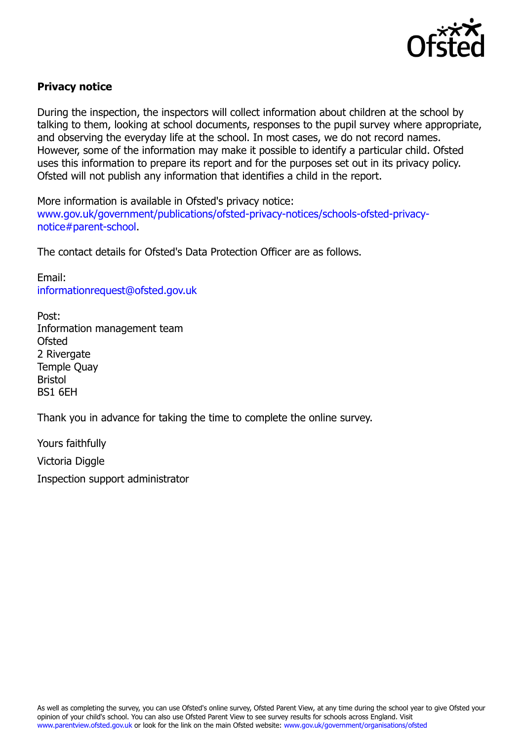**Privacy notice**

During the inspection, the inspectors will collect information about children at the school by talking to them, looking at school documents, responses to the pupil survey where appropriate, and observing the everyday life at the school. In most cases, we do not record names. However, some of the information may make it possible to identify a particular child. Ofsted uses this information to prepare its report and for the purposes set out in its privacy policy. Ofsted will not publish any information that identifies a child in the report.

More information is available in Ofsted's privacy notice: www.gov.uk/government/publications/ofsted-privacy-notices/schools-ofsted-privacy-notice#parent-school.

The contact details for Ofsted's Data Protection Officer are as follows.

Email:
informationrequest@ofsted.gov.uk

Post:
Information management team
Ofsted
2 Rivergate
Temple Quay
Bristol
BS1 6EH

Thank you in advance for taking the time to complete the online survey.

Yours faithfully

Victoria Diggle

Inspection support administrator

As well as completing the survey, you can use Ofsted's online survey, Ofsted Parent View, at any time during the school year to give Ofsted your opinion of your child's school. You can also use Ofsted Parent View to see survey results for schools across England. Visit www.parentview.ofsted.gov.uk or look for the link on the main Ofsted website: www.gov.uk/government/organisations/ofsted